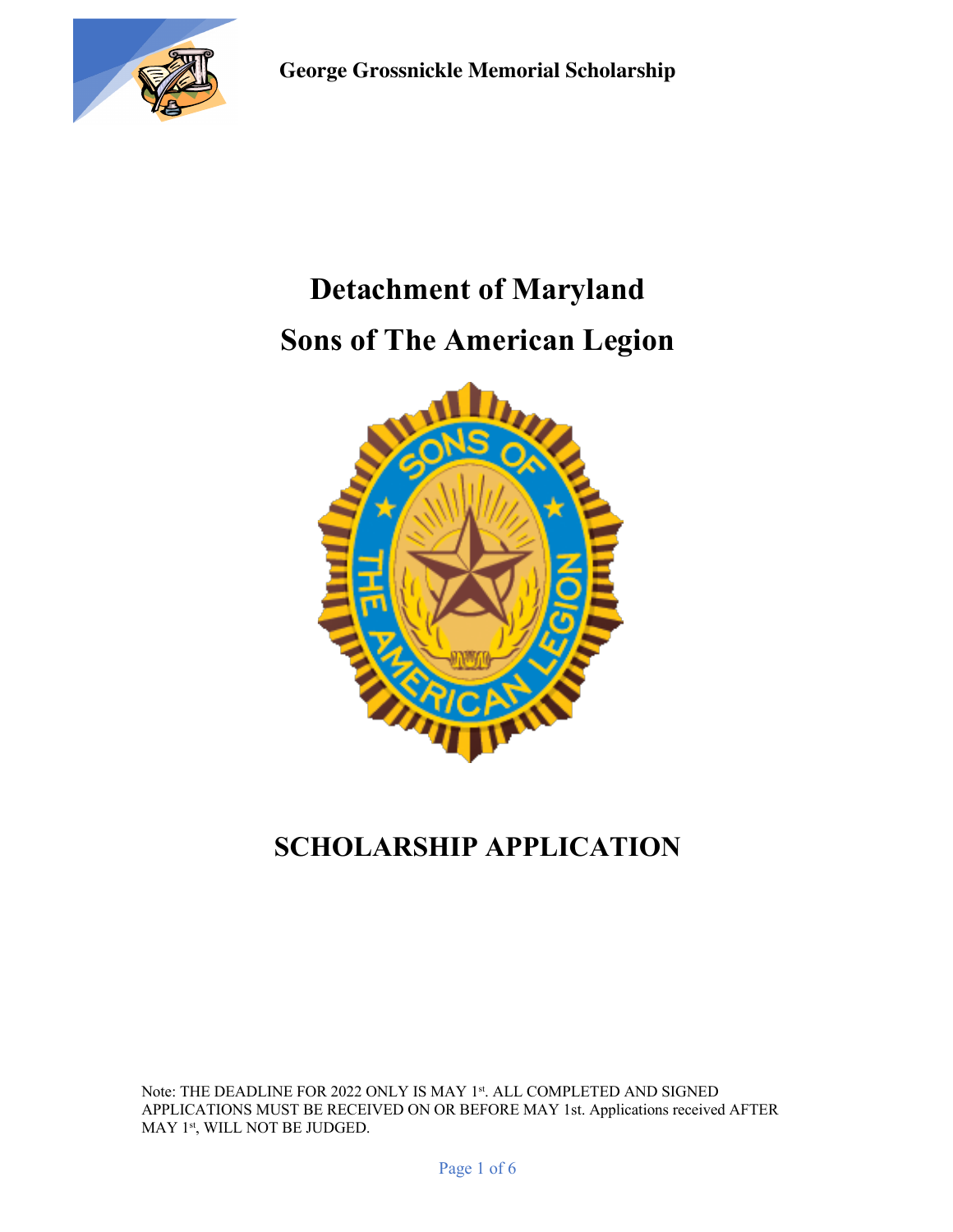George Grossnickle Memorial Scholarship

# Detachment of Maryland

# Sons of The American Legion

## SCHOLARSHIP APPLICATION

Note: THE DEADLINE FOR 2022 ONLY IS MAY 1st. ALL COMPLETED AND SIGNED APPLICATIONS MUST BE RECEIVED ON OR BEFORE MAY 1st. Applications received AFTER MAY 1st, WILL NOT BE JUDGED.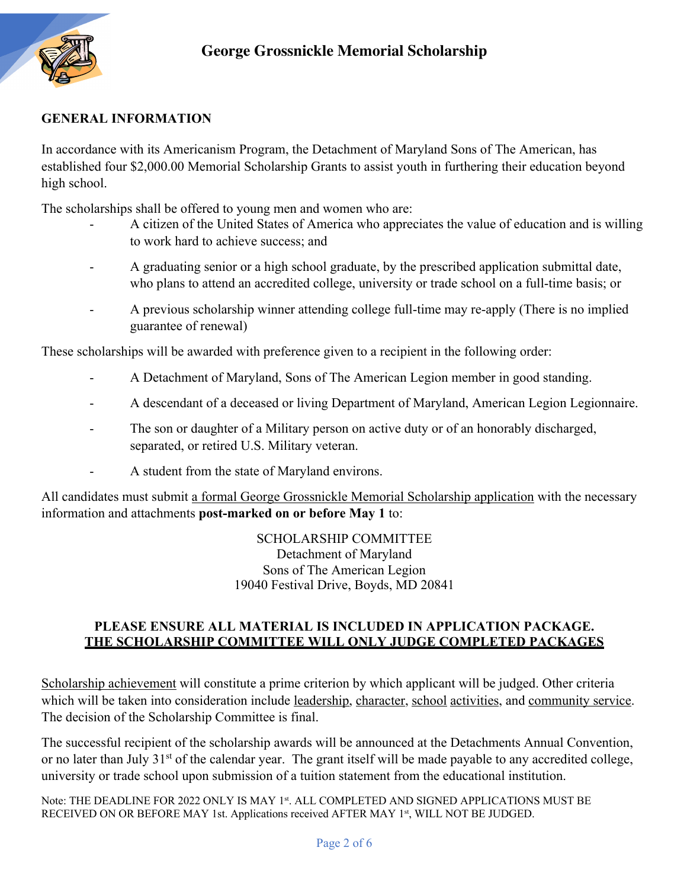# George Grossnickle Memorial Scholarship

## GENERAL INFORMATION

In accordance with its Americanism Program, the Detachment of Maryland Sons of The American, has established four $2,000.00 Memorial Scholarship Grants to assist youth in furthering their education beyond high school.

The scholarships shall be offered to young men and women who are:

- A citizen of the United States of America who appreciates the value of education and is willing to work hard to achieve success; and
- A graduating senior or a high school graduate, by the prescribed application submittal date, who plans to attend an accredited college, university or trade school on a full-time basis; or
- A previous scholarship winner attending college full-time may re-apply (There is no implied guarantee of renewal)

These scholarships will be awarded with preference given to a recipient in the following order:

- A Detachment of Maryland, Sons of The American Legion member in good standing.
- A descendant of a deceased or living Department of Maryland, American Legion Legionnaire.
- The son or daughter of a Military person on active duty or of an honorably discharged, separated, or retired U.S. Military veteran.
- A student from the state of Maryland environs.

All candidates must submit <u>a formal George Grossnickle Memorial Scholarship application</u> with the necessary information and attachments **post-marked on or before May 1** to:

SCHOLARSHIP COMMITTEE
Detachment of Maryland
Sons of The American Legion
19040 Festival Drive, Boyds, MD 20841

**PLEASE ENSURE ALL MATERIAL IS INCLUDED IN APPLICATION PACKAGE.**
**<u>THE SCHOLARSHIP COMMITTEE WILL ONLY JUDGE COMPLETED PACKAGES</u>**

<u>Scholarship achievement</u> will constitute a prime criterion by which applicant will be judged. Other criteria which will be taken into consideration include <u>leadership</u>, <u>character</u>, <u>school activities</u>, and <u>community service</u>. The decision of the Scholarship Committee is final.

The successful recipient of the scholarship awards will be announced at the Detachments Annual Convention, or no later than July 31st of the calendar year. The grant itself will be made payable to any accredited college, university or trade school upon submission of a tuition statement from the educational institution.

Note: THE DEADLINE FOR 2022 ONLY IS MAY 1st. ALL COMPLETED AND SIGNED APPLICATIONS MUST BE RECEIVED ON OR BEFORE MAY 1st. Applications received AFTER MAY 1st, WILL NOT BE JUDGED.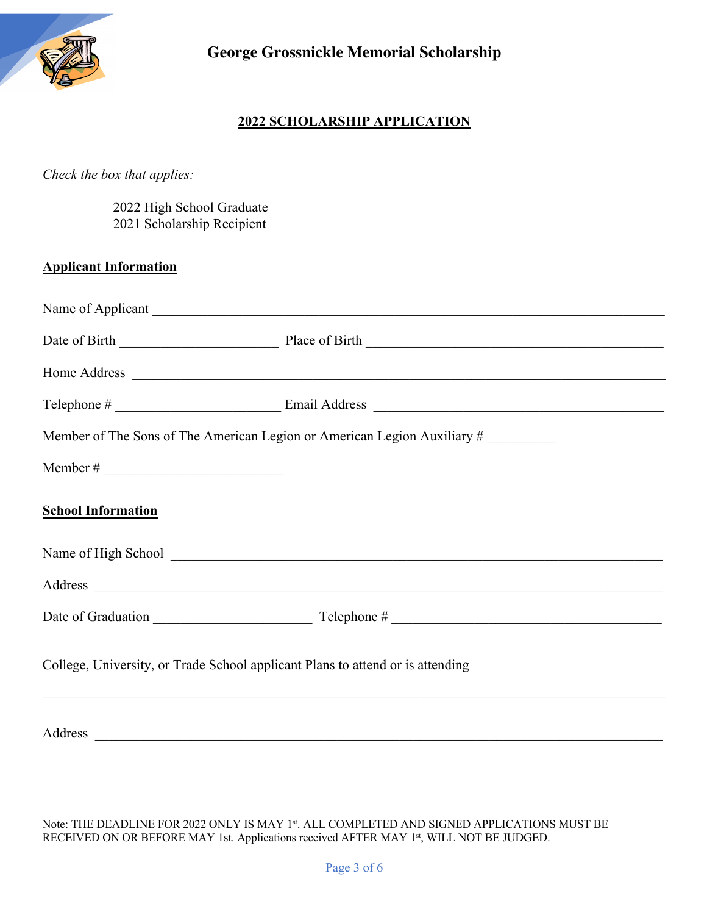# George Grossnickle Memorial Scholarship

## 2022 SCHOLARSHIP APPLICATION

*Check the box that applies:*

- 2022 High School Graduate
- 2021 Scholarship Recipient

### Applicant Information

Name of Applicant ______________________________________________________________

Date of Birth ______________________ Place of Birth ________________________________

Home Address ___________________________________________________________________

Telephone # _______________________ Email Address _______________________________

Member of The Sons of The American Legion or American Legion Auxiliary # __________

Member # _________________________

### School Information

Name of High School _____________________________________________________________

Address _________________________________________________________________________

Date of Graduation ______________________ Telephone # ___________________________

College, University, or Trade School applicant Plans to attend or is attending

_________________________________________________________________________________

Address _________________________________________________________________________

Note: THE DEADLINE FOR 2022 ONLY IS MAY 1st. ALL COMPLETED AND SIGNED APPLICATIONS MUST BE RECEIVED ON OR BEFORE MAY 1st. Applications received AFTER MAY 1st, WILL NOT BE JUDGED.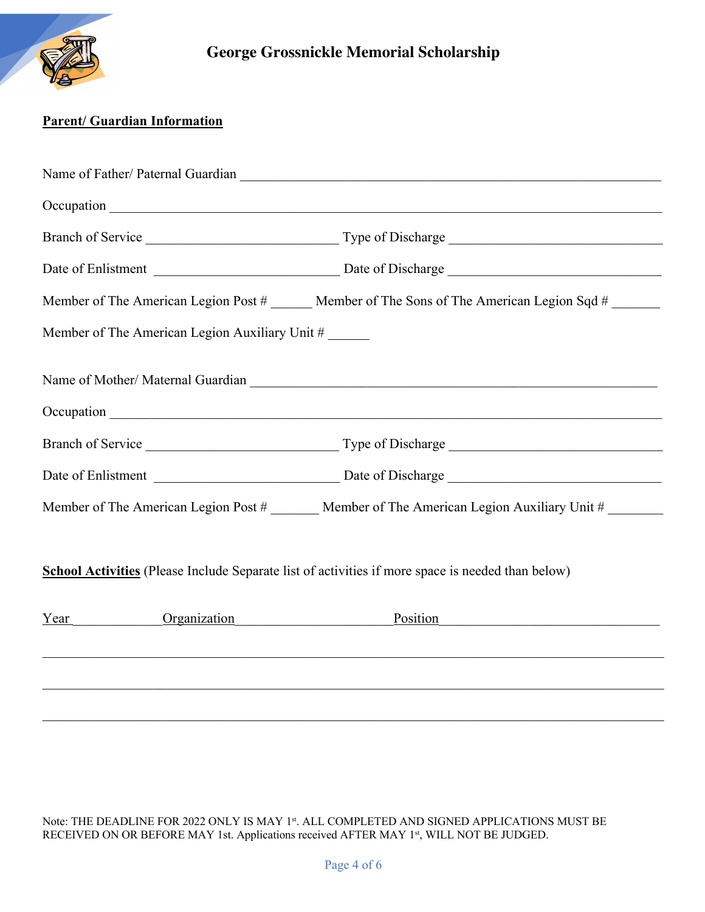# George Grossnickle Memorial Scholarship

**Parent/ Guardian Information**

Name of Father/ Paternal Guardian ___________________________________________

Occupation ___________________________________________

Branch of Service ___________________________ Type of Discharge ___________________________

Date of Enlistment ___________________________ Date of Discharge ___________________________

Member of The American Legion Post # ______ Member of The Sons of The American Legion Sqd # _______

Member of The American Legion Auxiliary Unit # ______

Name of Mother/ Maternal Guardian ___________________________________________

Occupation ___________________________________________

Branch of Service ___________________________ Type of Discharge ___________________________

Date of Enlistment ___________________________ Date of Discharge ___________________________

Member of The American Legion Post # _______ Member of The American Legion Auxiliary Unit # ________

**School Activities** (Please Include Separate list of activities if more space is needed than below)

Year_____________ Organization______________________ Position_______________________________

___________________________________________________________________________

___________________________________________________________________________

___________________________________________________________________________

Note: THE DEADLINE FOR 2022 ONLY IS MAY 1st. ALL COMPLETED AND SIGNED APPLICATIONS MUST BE RECEIVED ON OR BEFORE MAY 1st. Applications received AFTER MAY 1st, WILL NOT BE JUDGED.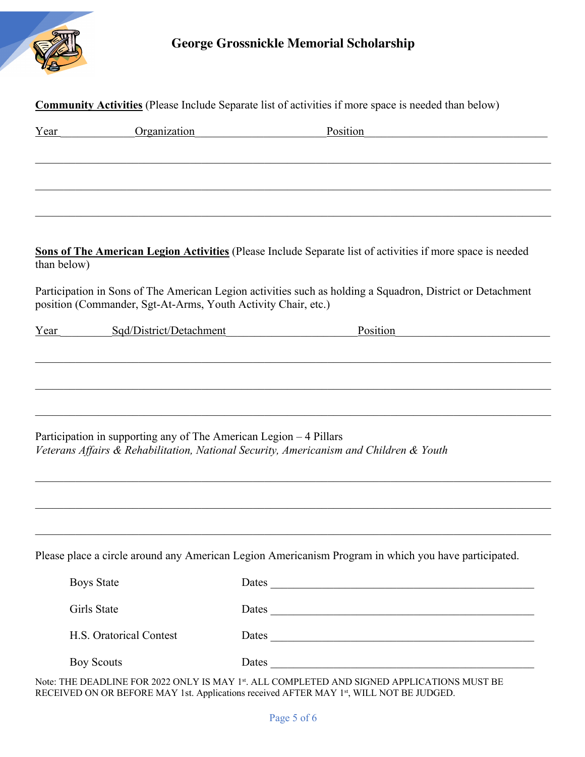**Community Activities** (Please Include Separate list of activities if more space is needed than below)

Year\_\_\_\_\_\_\_\_\_\_\_\_\_Organization\_\_\_\_\_\_\_\_\_\_\_\_\_\_\_\_\_\_\_\_\_\_\_Position\_\_\_\_\_\_\_\_\_\_\_\_\_\_\_\_\_\_\_\_\_\_\_\_\_\_\_\_\_\_\_\_\_

\_\_\_\_\_\_\_\_\_\_\_\_\_\_\_\_\_\_\_\_\_\_\_\_\_\_\_\_\_\_\_\_\_\_\_\_\_\_\_\_\_\_\_\_\_\_\_\_\_\_\_\_\_\_\_\_\_\_\_\_\_\_\_\_\_\_\_\_\_\_\_\_\_\_\_\_\_\_\_\_\_\_\_\_\_

\_\_\_\_\_\_\_\_\_\_\_\_\_\_\_\_\_\_\_\_\_\_\_\_\_\_\_\_\_\_\_\_\_\_\_\_\_\_\_\_\_\_\_\_\_\_\_\_\_\_\_\_\_\_\_\_\_\_\_\_\_\_\_\_\_\_\_\_\_\_\_\_\_\_\_\_\_\_\_\_\_\_\_\_\_

\_\_\_\_\_\_\_\_\_\_\_\_\_\_\_\_\_\_\_\_\_\_\_\_\_\_\_\_\_\_\_\_\_\_\_\_\_\_\_\_\_\_\_\_\_\_\_\_\_\_\_\_\_\_\_\_\_\_\_\_\_\_\_\_\_\_\_\_\_\_\_\_\_\_\_\_\_\_\_\_\_\_\_\_\_

**Sons of The American Legion Activities** (Please Include Separate list of activities if more space is needed than below)

Participation in Sons of The American Legion activities such as holding a Squadron, District or Detachment position (Commander, Sgt-At-Arms, Youth Activity Chair, etc.)

Year\_\_\_\_\_\_\_\_\_Sqd/District/Detachment\_\_\_\_\_\_\_\_\_\_\_\_\_\_\_\_\_\_\_\_\_\_\_Position\_\_\_\_\_\_\_\_\_\_\_\_\_\_\_\_\_\_\_\_\_\_\_\_\_\_\_\_

\_\_\_\_\_\_\_\_\_\_\_\_\_\_\_\_\_\_\_\_\_\_\_\_\_\_\_\_\_\_\_\_\_\_\_\_\_\_\_\_\_\_\_\_\_\_\_\_\_\_\_\_\_\_\_\_\_\_\_\_\_\_\_\_\_\_\_\_\_\_\_\_\_\_\_\_\_\_\_\_\_\_\_\_\_

\_\_\_\_\_\_\_\_\_\_\_\_\_\_\_\_\_\_\_\_\_\_\_\_\_\_\_\_\_\_\_\_\_\_\_\_\_\_\_\_\_\_\_\_\_\_\_\_\_\_\_\_\_\_\_\_\_\_\_\_\_\_\_\_\_\_\_\_\_\_\_\_\_\_\_\_\_\_\_\_\_\_\_\_\_

\_\_\_\_\_\_\_\_\_\_\_\_\_\_\_\_\_\_\_\_\_\_\_\_\_\_\_\_\_\_\_\_\_\_\_\_\_\_\_\_\_\_\_\_\_\_\_\_\_\_\_\_\_\_\_\_\_\_\_\_\_\_\_\_\_\_\_\_\_\_\_\_\_\_\_\_\_\_\_\_\_\_\_\_\_

Participation in supporting any of The American Legion – 4 Pillars
*Veterans Affairs & Rehabilitation, National Security, Americanism and Children & Youth*

\_\_\_\_\_\_\_\_\_\_\_\_\_\_\_\_\_\_\_\_\_\_\_\_\_\_\_\_\_\_\_\_\_\_\_\_\_\_\_\_\_\_\_\_\_\_\_\_\_\_\_\_\_\_\_\_\_\_\_\_\_\_\_\_\_\_\_\_\_\_\_\_\_\_\_\_\_\_\_\_\_\_\_\_\_

\_\_\_\_\_\_\_\_\_\_\_\_\_\_\_\_\_\_\_\_\_\_\_\_\_\_\_\_\_\_\_\_\_\_\_\_\_\_\_\_\_\_\_\_\_\_\_\_\_\_\_\_\_\_\_\_\_\_\_\_\_\_\_\_\_\_\_\_\_\_\_\_\_\_\_\_\_\_\_\_\_\_\_\_\_

\_\_\_\_\_\_\_\_\_\_\_\_\_\_\_\_\_\_\_\_\_\_\_\_\_\_\_\_\_\_\_\_\_\_\_\_\_\_\_\_\_\_\_\_\_\_\_\_\_\_\_\_\_\_\_\_\_\_\_\_\_\_\_\_\_\_\_\_\_\_\_\_\_\_\_\_\_\_\_\_\_\_\_\_\_

Please place a circle around any American Legion Americanism Program in which you have participated.

Boys State Dates \_\_\_\_\_\_\_\_\_\_\_\_\_\_\_\_\_\_\_\_\_\_\_\_\_\_\_\_\_\_\_\_\_\_\_\_\_\_\_\_\_\_\_\_\_

Girls State Dates \_\_\_\_\_\_\_\_\_\_\_\_\_\_\_\_\_\_\_\_\_\_\_\_\_\_\_\_\_\_\_\_\_\_\_\_\_\_\_\_\_\_\_\_\_

H.S. Oratorical Contest Dates \_\_\_\_\_\_\_\_\_\_\_\_\_\_\_\_\_\_\_\_\_\_\_\_\_\_\_\_\_\_\_\_\_\_\_\_\_\_\_\_\_\_\_\_\_

Boy Scouts Dates \_\_\_\_\_\_\_\_\_\_\_\_\_\_\_\_\_\_\_\_\_\_\_\_\_\_\_\_\_\_\_\_\_\_\_\_\_\_\_\_\_\_\_\_\_

Note: THE DEADLINE FOR 2022 ONLY IS MAY 1st. ALL COMPLETED AND SIGNED APPLICATIONS MUST BE RECEIVED ON OR BEFORE MAY 1st. Applications received AFTER MAY 1st, WILL NOT BE JUDGED.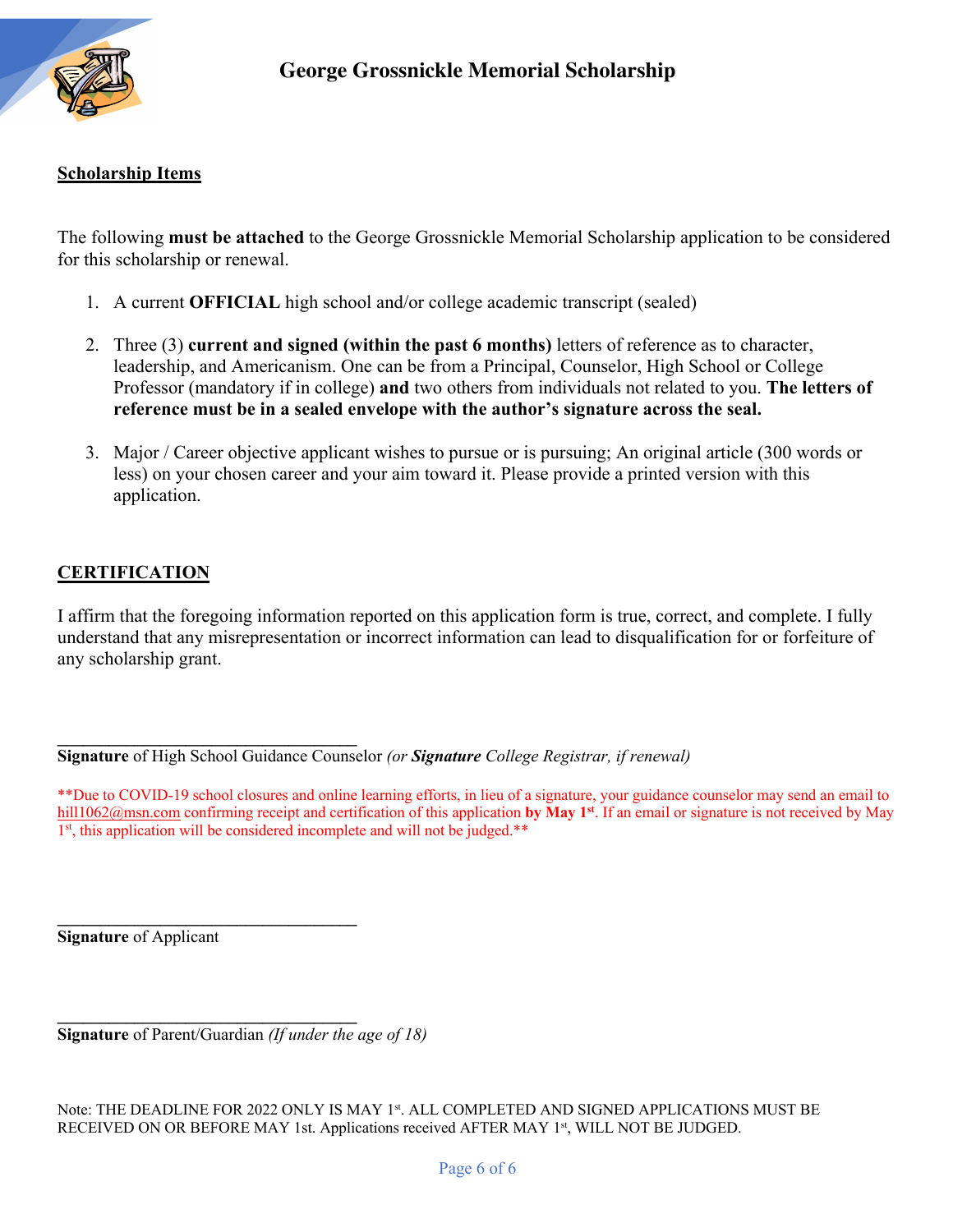# George Grossnickle Memorial Scholarship

**Scholarship Items**

The following **must be attached** to the George Grossnickle Memorial Scholarship application to be considered for this scholarship or renewal.

1. A current **OFFICIAL** high school and/or college academic transcript (sealed)

2. Three (3) **current and signed (within the past 6 months)** letters of reference as to character, leadership, and Americanism. One can be from a Principal, Counselor, High School or College Professor (mandatory if in college) **and** two others from individuals not related to you. **The letters of reference must be in a sealed envelope with the author's signature across the seal.**

3. Major / Career objective applicant wishes to pursue or is pursuing; An original article (300 words or less) on your chosen career and your aim toward it. Please provide a printed version with this application.

## CERTIFICATION

I affirm that the foregoing information reported on this application form is true, correct, and complete. I fully understand that any misrepresentation or incorrect information can lead to disqualification for or forfeiture of any scholarship grant.

\_\_\_\_\_\_\_\_\_\_\_\_\_\_\_\_\_\_\_\_\_\_\_\_\_\_\_\_\_\_\_\_\_\_\_

**Signature** of High School Guidance Counselor *(or **Signature** College Registrar, if renewal)*

\*\*Due to COVID-19 school closures and online learning efforts, in lieu of a signature, your guidance counselor may send an email to hill1062@msn.com confirming receipt and certification of this application **by May 1st**. If an email or signature is not received by May 1st, this application will be considered incomplete and will not be judged.\*\*

\_\_\_\_\_\_\_\_\_\_\_\_\_\_\_\_\_\_\_\_\_\_\_\_\_\_\_\_\_\_\_\_\_\_\_

**Signature** of Applicant

\_\_\_\_\_\_\_\_\_\_\_\_\_\_\_\_\_\_\_\_\_\_\_\_\_\_\_\_\_\_\_\_\_\_\_

**Signature** of Parent/Guardian *(If under the age of 18)*

Note: THE DEADLINE FOR 2022 ONLY IS MAY 1st. ALL COMPLETED AND SIGNED APPLICATIONS MUST BE RECEIVED ON OR BEFORE MAY 1st. Applications received AFTER MAY 1st, WILL NOT BE JUDGED.